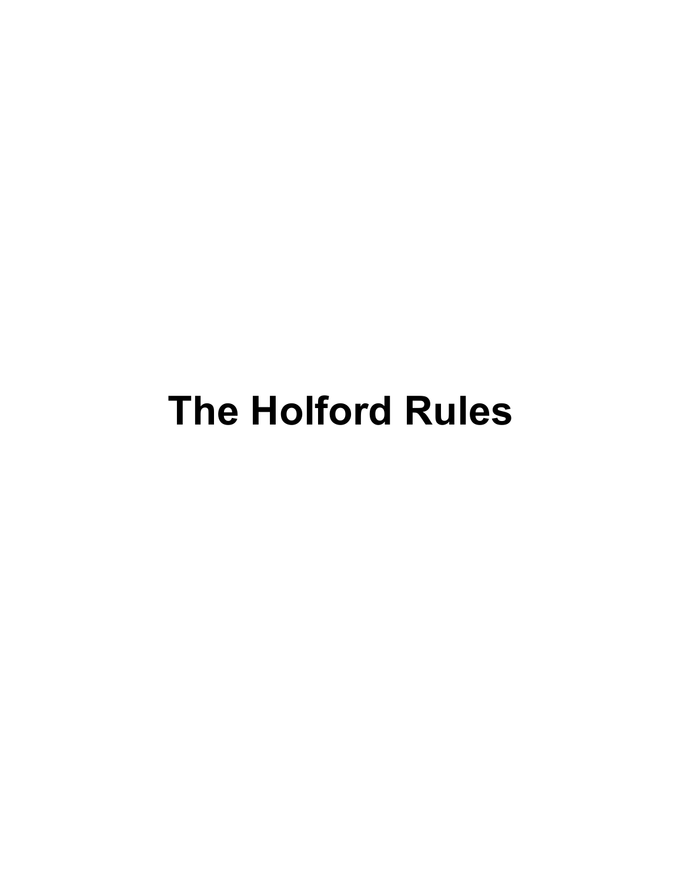# The Holford Rules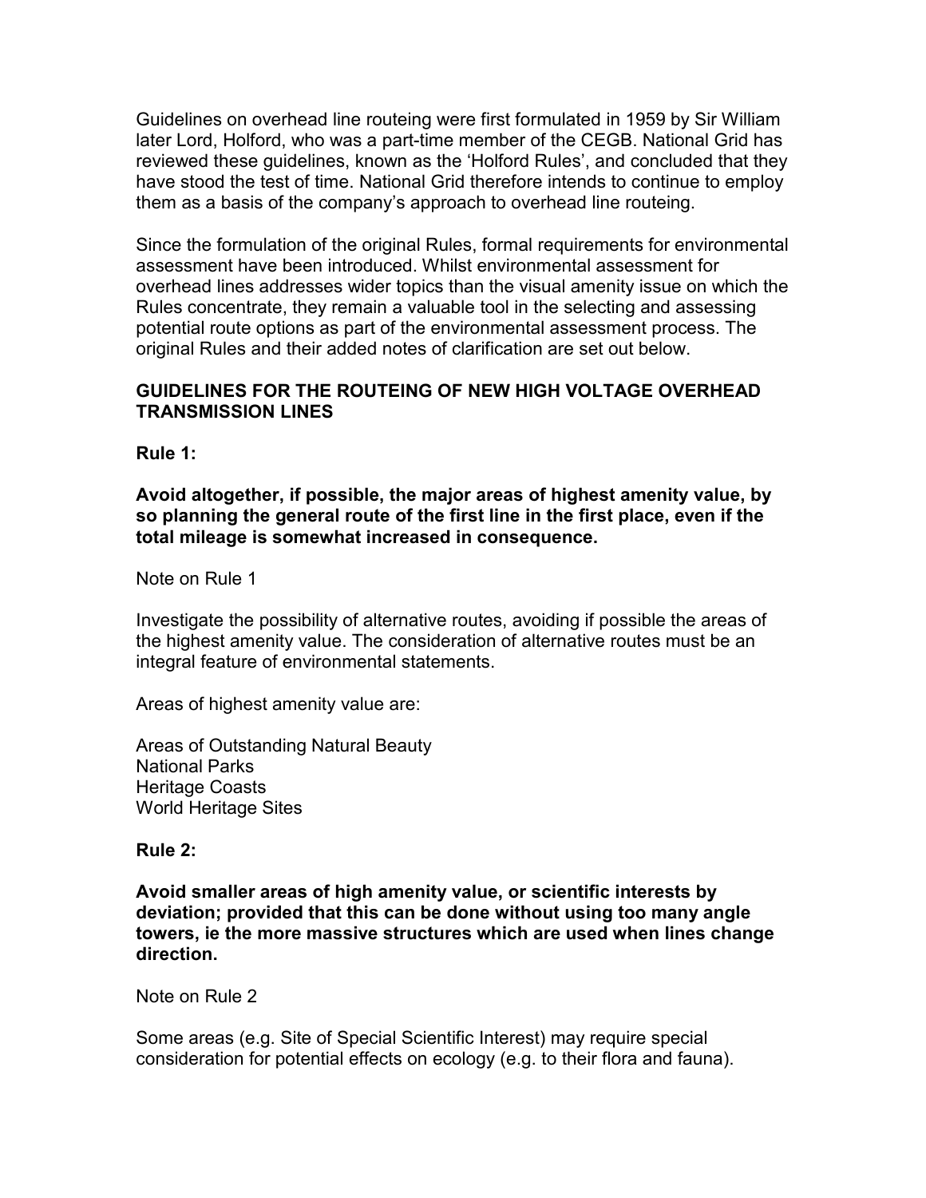Guidelines on overhead line routeing were first formulated in 1959 by Sir William later Lord, Holford, who was a part-time member of the CEGB. National Grid has reviewed these guidelines, known as the 'Holford Rules', and concluded that they have stood the test of time. National Grid therefore intends to continue to employ them as a basis of the company's approach to overhead line routeing.

Since the formulation of the original Rules, formal requirements for environmental assessment have been introduced. Whilst environmental assessment for overhead lines addresses wider topics than the visual amenity issue on which the Rules concentrate, they remain a valuable tool in the selecting and assessing potential route options as part of the environmental assessment process. The original Rules and their added notes of clarification are set out below.

**GUIDELINES FOR THE ROUTEING OF NEW HIGH VOLTAGE OVERHEAD TRANSMISSION LINES**

**Rule 1:**

**Avoid altogether, if possible, the major areas of highest amenity value, by so planning the general route of the first line in the first place, even if the total mileage is somewhat increased in consequence.**

Note on Rule 1

Investigate the possibility of alternative routes, avoiding if possible the areas of the highest amenity value. The consideration of alternative routes must be an integral feature of environmental statements.

Areas of highest amenity value are:

Areas of Outstanding Natural Beauty
National Parks
Heritage Coasts
World Heritage Sites

**Rule 2:**

**Avoid smaller areas of high amenity value, or scientific interests by deviation; provided that this can be done without using too many angle towers, ie the more massive structures which are used when lines change direction.**

Note on Rule 2

Some areas (e.g. Site of Special Scientific Interest) may require special consideration for potential effects on ecology (e.g. to their flora and fauna).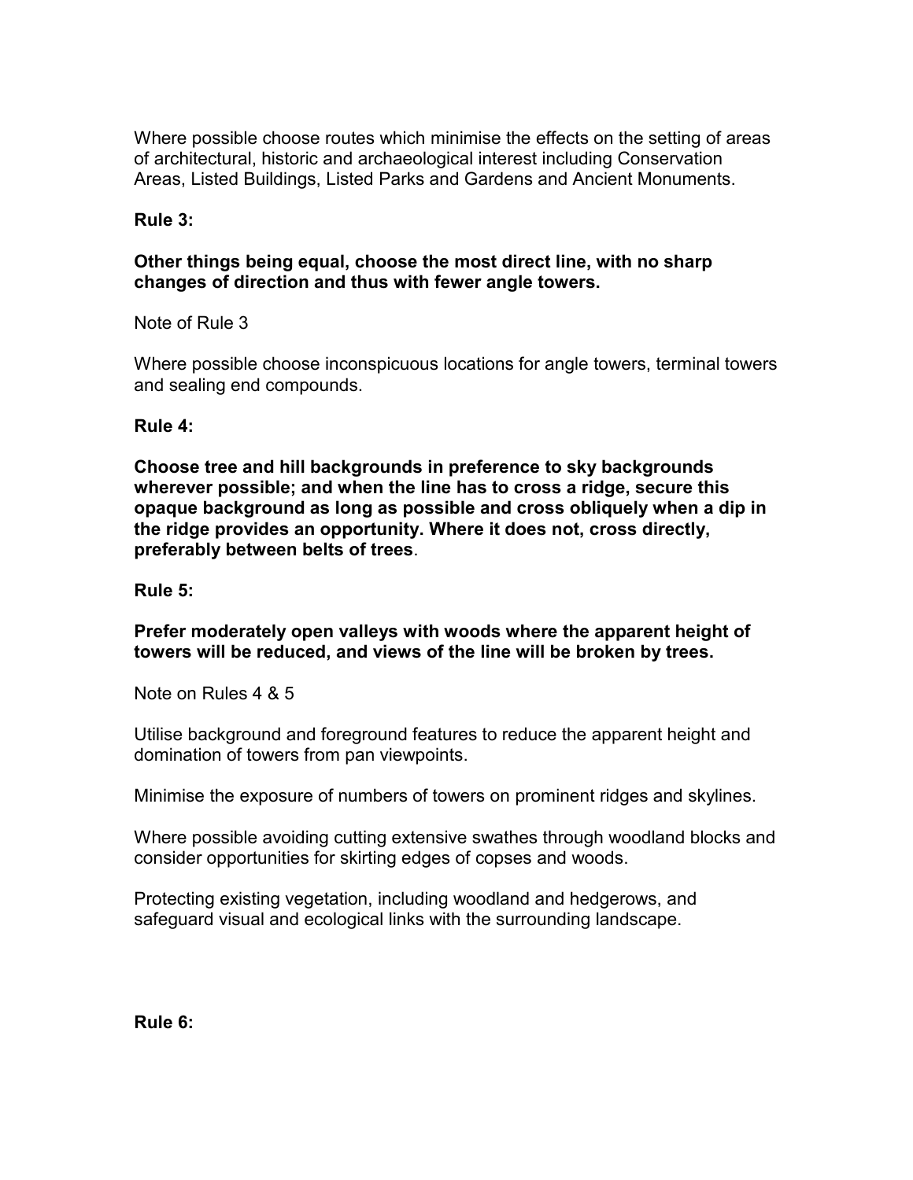Where possible choose routes which minimise the effects on the setting of areas of architectural, historic and archaeological interest including Conservation Areas, Listed Buildings, Listed Parks and Gardens and Ancient Monuments.

**Rule 3:**

**Other things being equal, choose the most direct line, with no sharp changes of direction and thus with fewer angle towers.**

Note of Rule 3

Where possible choose inconspicuous locations for angle towers, terminal towers and sealing end compounds.

**Rule 4:**

**Choose tree and hill backgrounds in preference to sky backgrounds wherever possible; and when the line has to cross a ridge, secure this opaque background as long as possible and cross obliquely when a dip in the ridge provides an opportunity. Where it does not, cross directly, preferably between belts of trees**.

**Rule 5:**

**Prefer moderately open valleys with woods where the apparent height of towers will be reduced, and views of the line will be broken by trees.**

Note on Rules 4 & 5

Utilise background and foreground features to reduce the apparent height and domination of towers from pan viewpoints.

Minimise the exposure of numbers of towers on prominent ridges and skylines.

Where possible avoiding cutting extensive swathes through woodland blocks and consider opportunities for skirting edges of copses and woods.

Protecting existing vegetation, including woodland and hedgerows, and safeguard visual and ecological links with the surrounding landscape.

**Rule 6:**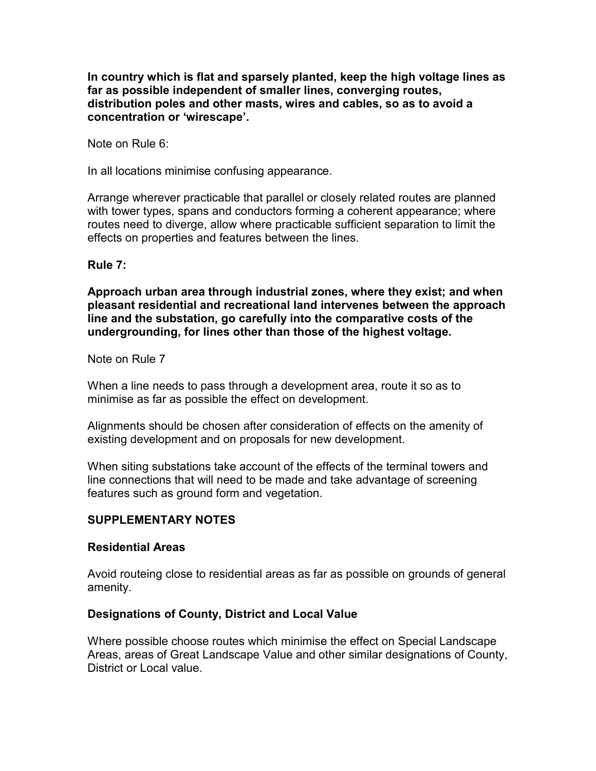**In country which is flat and sparsely planted, keep the high voltage lines as far as possible independent of smaller lines, converging routes, distribution poles and other masts, wires and cables, so as to avoid a concentration or 'wirescape'.**

Note on Rule 6:

In all locations minimise confusing appearance.

Arrange wherever practicable that parallel or closely related routes are planned with tower types, spans and conductors forming a coherent appearance; where routes need to diverge, allow where practicable sufficient separation to limit the effects on properties and features between the lines.

**Rule 7:**

**Approach urban area through industrial zones, where they exist; and when pleasant residential and recreational land intervenes between the approach line and the substation, go carefully into the comparative costs of the undergrounding, for lines other than those of the highest voltage.**

Note on Rule 7

When a line needs to pass through a development area, route it so as to minimise as far as possible the effect on development.

Alignments should be chosen after consideration of effects on the amenity of existing development and on proposals for new development.

When siting substations take account of the effects of the terminal towers and line connections that will need to be made and take advantage of screening features such as ground form and vegetation.

## SUPPLEMENTARY NOTES

### Residential Areas

Avoid routeing close to residential areas as far as possible on grounds of general amenity.

### Designations of County, District and Local Value

Where possible choose routes which minimise the effect on Special Landscape Areas, areas of Great Landscape Value and other similar designations of County, District or Local value.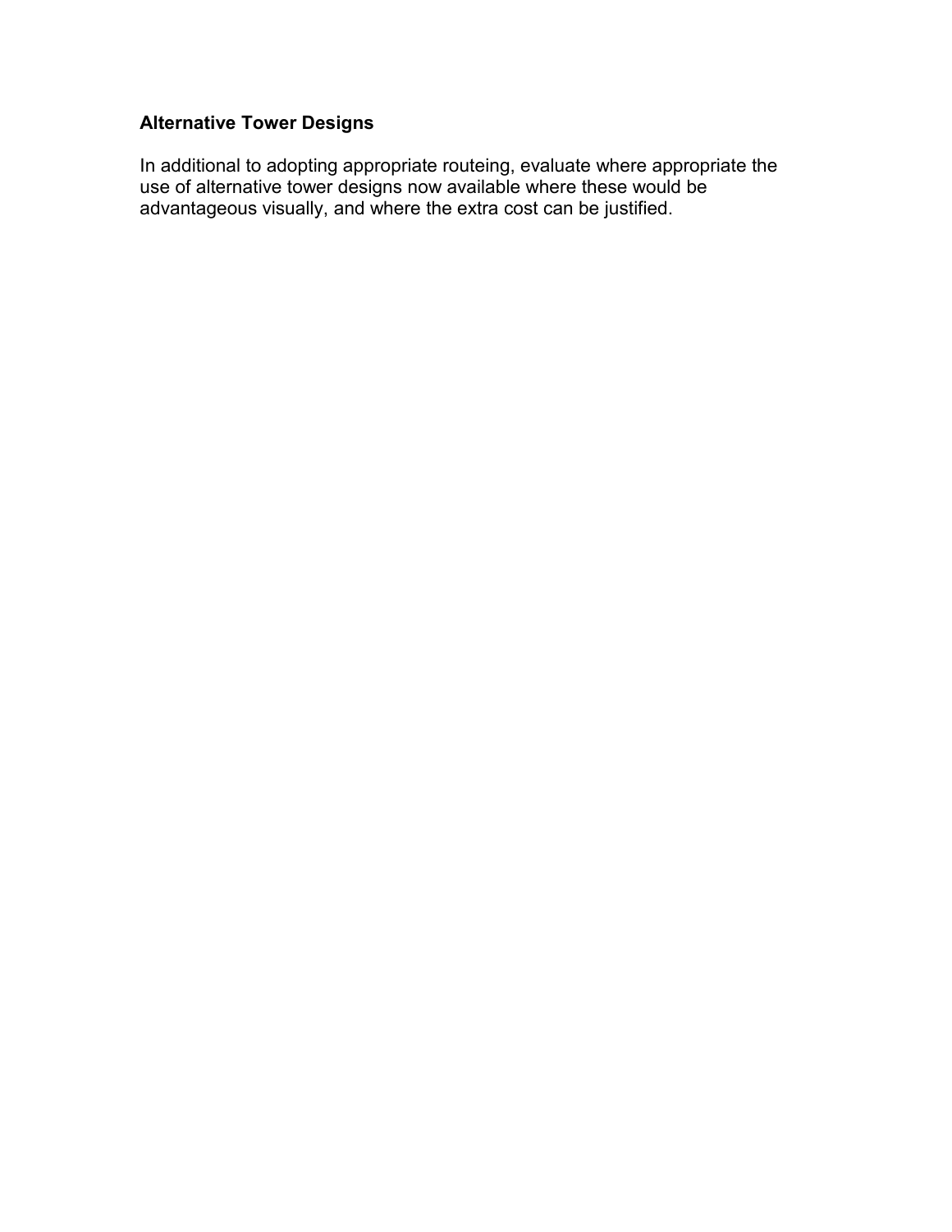**Alternative Tower Designs**

In additional to adopting appropriate routeing, evaluate where appropriate the use of alternative tower designs now available where these would be advantageous visually, and where the extra cost can be justified.